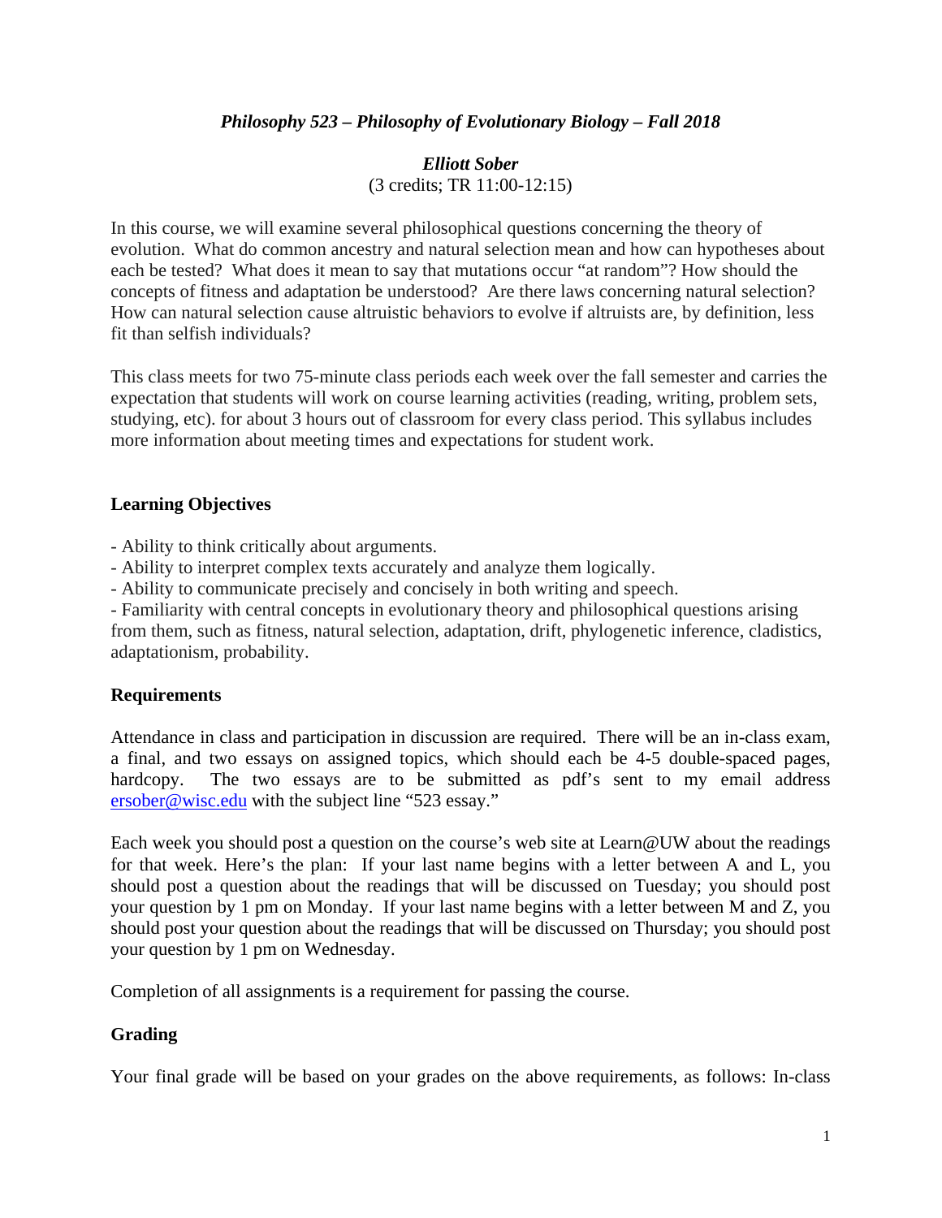*Philosophy 523 – Philosophy of Evolutionary Biology – Fall 2018*

*Elliott Sober*
(3 credits; TR 11:00-12:15)

In this course, we will examine several philosophical questions concerning the theory of evolution. What do common ancestry and natural selection mean and how can hypotheses about each be tested? What does it mean to say that mutations occur "at random"? How should the concepts of fitness and adaptation be understood? Are there laws concerning natural selection? How can natural selection cause altruistic behaviors to evolve if altruists are, by definition, less fit than selfish individuals?

This class meets for two 75-minute class periods each week over the fall semester and carries the expectation that students will work on course learning activities (reading, writing, problem sets, studying, etc). for about 3 hours out of classroom for every class period. This syllabus includes more information about meeting times and expectations for student work.

## Learning Objectives

- Ability to think critically about arguments.
- Ability to interpret complex texts accurately and analyze them logically.
- Ability to communicate precisely and concisely in both writing and speech.
- Familiarity with central concepts in evolutionary theory and philosophical questions arising from them, such as fitness, natural selection, adaptation, drift, phylogenetic inference, cladistics, adaptationism, probability.

## Requirements

Attendance in class and participation in discussion are required. There will be an in-class exam, a final, and two essays on assigned topics, which should each be 4-5 double-spaced pages, hardcopy. The two essays are to be submitted as pdf's sent to my email address ersober@wisc.edu with the subject line "523 essay."

Each week you should post a question on the course's web site at Learn@UW about the readings for that week. Here's the plan: If your last name begins with a letter between A and L, you should post a question about the readings that will be discussed on Tuesday; you should post your question by 1 pm on Monday. If your last name begins with a letter between M and Z, you should post your question about the readings that will be discussed on Thursday; you should post your question by 1 pm on Wednesday.

Completion of all assignments is a requirement for passing the course.

## Grading

Your final grade will be based on your grades on the above requirements, as follows: In-class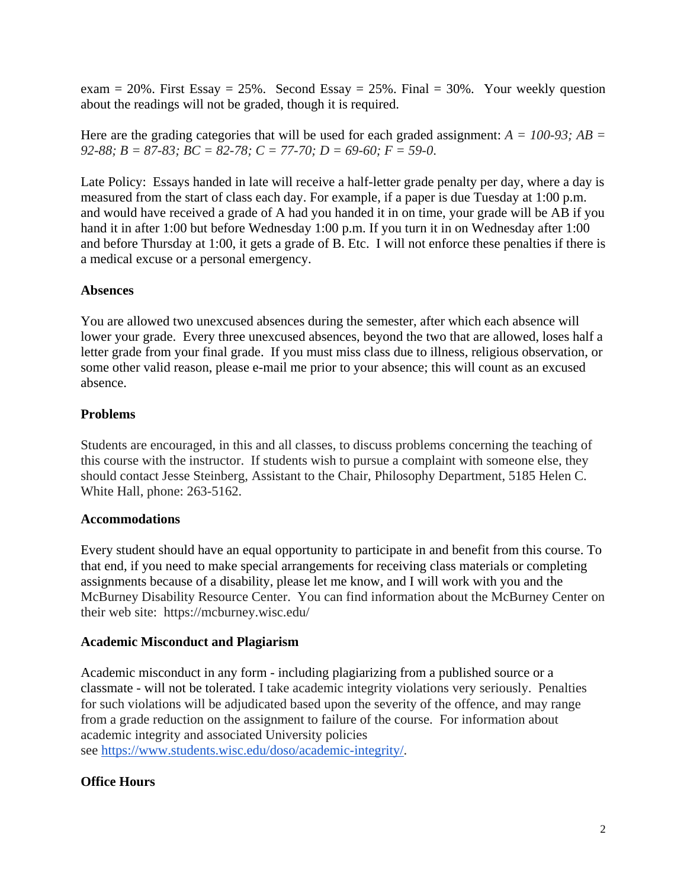exam = 20%. First Essay = 25%. Second Essay = 25%. Final = 30%. Your weekly question about the readings will not be graded, though it is required.

Here are the grading categories that will be used for each graded assignment: *A = 100-93; AB = 92-88; B = 87-83; BC = 82-78; C = 77-70; D = 69-60; F = 59-0.*

Late Policy: Essays handed in late will receive a half-letter grade penalty per day, where a day is measured from the start of class each day. For example, if a paper is due Tuesday at 1:00 p.m. and would have received a grade of A had you handed it in on time, your grade will be AB if you hand it in after 1:00 but before Wednesday 1:00 p.m. If you turn it in on Wednesday after 1:00 and before Thursday at 1:00, it gets a grade of B. Etc. I will not enforce these penalties if there is a medical excuse or a personal emergency.

**Absences**

You are allowed two unexcused absences during the semester, after which each absence will lower your grade. Every three unexcused absences, beyond the two that are allowed, loses half a letter grade from your final grade. If you must miss class due to illness, religious observation, or some other valid reason, please e-mail me prior to your absence; this will count as an excused absence.

**Problems**

Students are encouraged, in this and all classes, to discuss problems concerning the teaching of this course with the instructor. If students wish to pursue a complaint with someone else, they should contact Jesse Steinberg, Assistant to the Chair, Philosophy Department, 5185 Helen C. White Hall, phone: 263-5162.

**Accommodations**

Every student should have an equal opportunity to participate in and benefit from this course. To that end, if you need to make special arrangements for receiving class materials or completing assignments because of a disability, please let me know, and I will work with you and the McBurney Disability Resource Center. You can find information about the McBurney Center on their web site: https://mcburney.wisc.edu/

**Academic Misconduct and Plagiarism**

Academic misconduct in any form - including plagiarizing from a published source or a classmate - will not be tolerated. I take academic integrity violations very seriously. Penalties for such violations will be adjudicated based upon the severity of the offence, and may range from a grade reduction on the assignment to failure of the course. For information about academic integrity and associated University policies see https://www.students.wisc.edu/doso/academic-integrity/.

**Office Hours**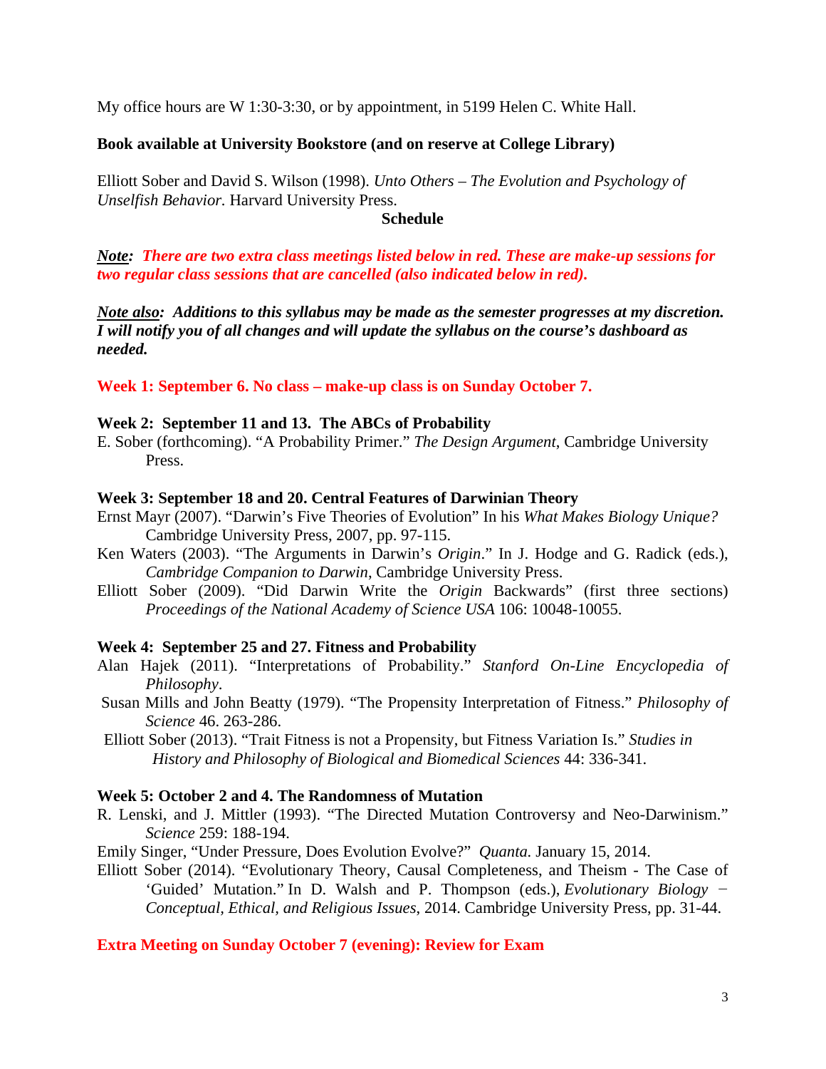My office hours are W 1:30-3:30, or by appointment, in 5199 Helen C. White Hall.

**Book available at University Bookstore (and on reserve at College Library)**

Elliott Sober and David S. Wilson (1998). *Unto Others – The Evolution and Psychology of Unselfish Behavior.* Harvard University Press.

## Schedule

***Note:* There are two extra class meetings listed below in red. These are make-up sessions for two regular class sessions that are cancelled (also indicated below in red).**

***Note also*: Additions to this syllabus may be made as the semester progresses at my discretion. I will notify you of all changes and will update the syllabus on the course's dashboard as needed.**

**Week 1: September 6. No class – make-up class is on Sunday October 7.**

**Week 2: September 11 and 13. The ABCs of Probability**

E. Sober (forthcoming). "A Probability Primer." *The Design Argument*, Cambridge University Press.

**Week 3: September 18 and 20. Central Features of Darwinian Theory**

Ernst Mayr (2007). "Darwin's Five Theories of Evolution" In his *What Makes Biology Unique?* Cambridge University Press, 2007, pp. 97-115.

Ken Waters (2003). "The Arguments in Darwin's *Origin*." In J. Hodge and G. Radick (eds.), *Cambridge Companion to Darwin*, Cambridge University Press.

Elliott Sober (2009). "Did Darwin Write the *Origin* Backwards" (first three sections) *Proceedings of the National Academy of Science USA* 106: 10048-10055.

**Week 4: September 25 and 27. Fitness and Probability**

Alan Hajek (2011). "Interpretations of Probability." *Stanford On-Line Encyclopedia of Philosophy*.

Susan Mills and John Beatty (1979). "The Propensity Interpretation of Fitness." *Philosophy of Science* 46. 263-286.

Elliott Sober (2013). "Trait Fitness is not a Propensity, but Fitness Variation Is." *Studies in History and Philosophy of Biological and Biomedical Sciences* 44: 336-341.

**Week 5: October 2 and 4. The Randomness of Mutation**

R. Lenski, and J. Mittler (1993). "The Directed Mutation Controversy and Neo-Darwinism." *Science* 259: 188-194.

Emily Singer, "Under Pressure, Does Evolution Evolve?" *Quanta.* January 15, 2014.

Elliott Sober (2014). "Evolutionary Theory, Causal Completeness, and Theism - The Case of 'Guided' Mutation." In D. Walsh and P. Thompson (eds.), *Evolutionary Biology − Conceptual, Ethical, and Religious Issues*, 2014. Cambridge University Press, pp. 31-44.

**Extra Meeting on Sunday October 7 (evening): Review for Exam**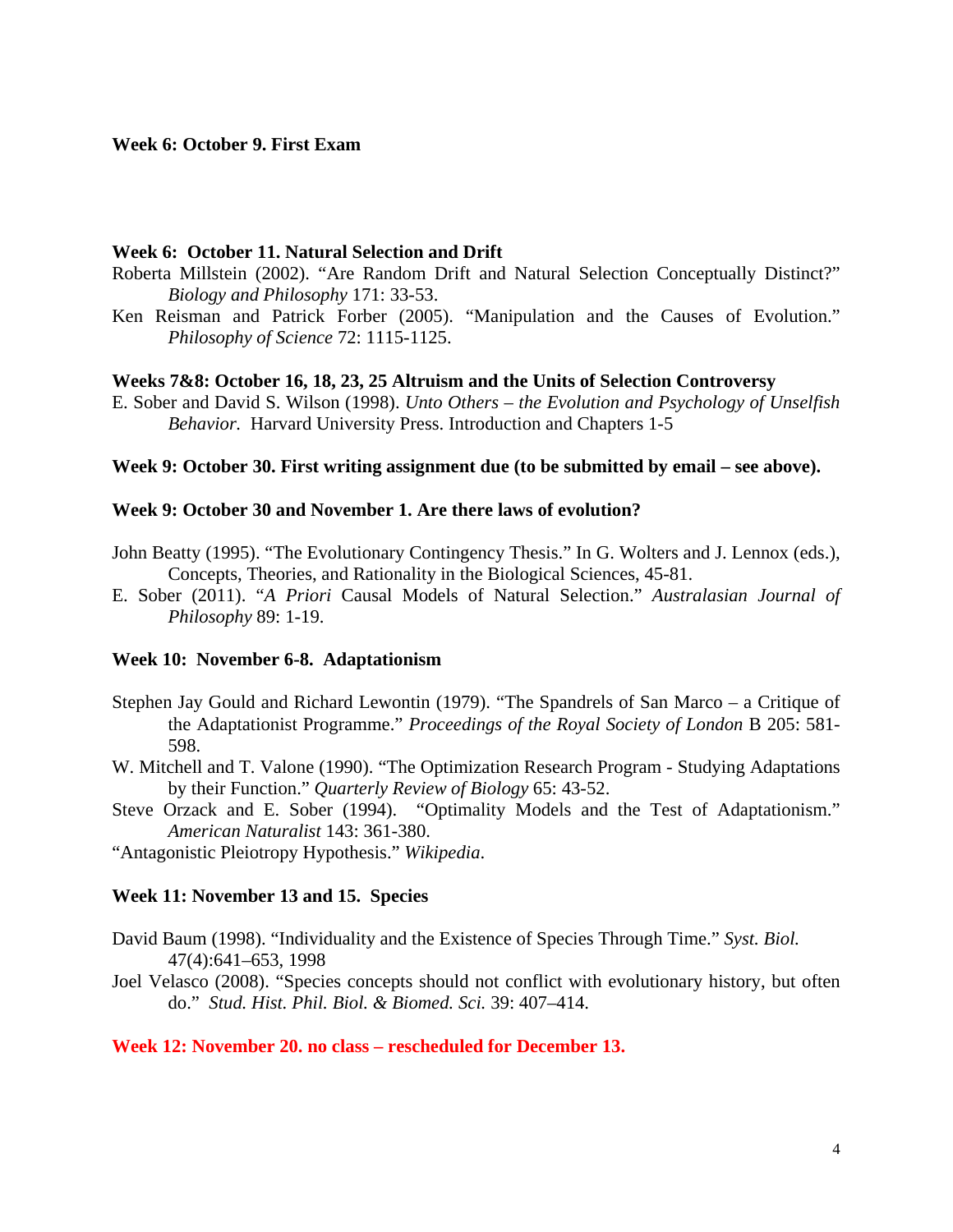**Week 6: October 9. First Exam**

**Week 6: October 11. Natural Selection and Drift**

Roberta Millstein (2002). "Are Random Drift and Natural Selection Conceptually Distinct?" *Biology and Philosophy* 171: 33-53.

Ken Reisman and Patrick Forber (2005). "Manipulation and the Causes of Evolution." *Philosophy of Science* 72: 1115-1125.

**Weeks 7&8: October 16, 18, 23, 25 Altruism and the Units of Selection Controversy**

E. Sober and David S. Wilson (1998). *Unto Others – the Evolution and Psychology of Unselfish Behavior.* Harvard University Press. Introduction and Chapters 1-5

**Week 9: October 30. First writing assignment due (to be submitted by email – see above).**

**Week 9: October 30 and November 1. Are there laws of evolution?**

John Beatty (1995). "The Evolutionary Contingency Thesis." In G. Wolters and J. Lennox (eds.), Concepts, Theories, and Rationality in the Biological Sciences, 45-81.

E. Sober (2011). "*A Priori* Causal Models of Natural Selection." *Australasian Journal of Philosophy* 89: 1-19.

**Week 10: November 6-8. Adaptationism**

Stephen Jay Gould and Richard Lewontin (1979). "The Spandrels of San Marco – a Critique of the Adaptationist Programme." *Proceedings of the Royal Society of London* B 205: 581-598.

W. Mitchell and T. Valone (1990). "The Optimization Research Program - Studying Adaptations by their Function." *Quarterly Review of Biology* 65: 43-52.

Steve Orzack and E. Sober (1994). "Optimality Models and the Test of Adaptationism." *American Naturalist* 143: 361-380.

"Antagonistic Pleiotropy Hypothesis." *Wikipedia*.

**Week 11: November 13 and 15. Species**

David Baum (1998). "Individuality and the Existence of Species Through Time." *Syst. Biol.* 47(4):641–653, 1998

Joel Velasco (2008). "Species concepts should not conflict with evolutionary history, but often do." *Stud. Hist. Phil. Biol. & Biomed. Sci.* 39: 407–414.

**Week 12: November 20. no class – rescheduled for December 13.**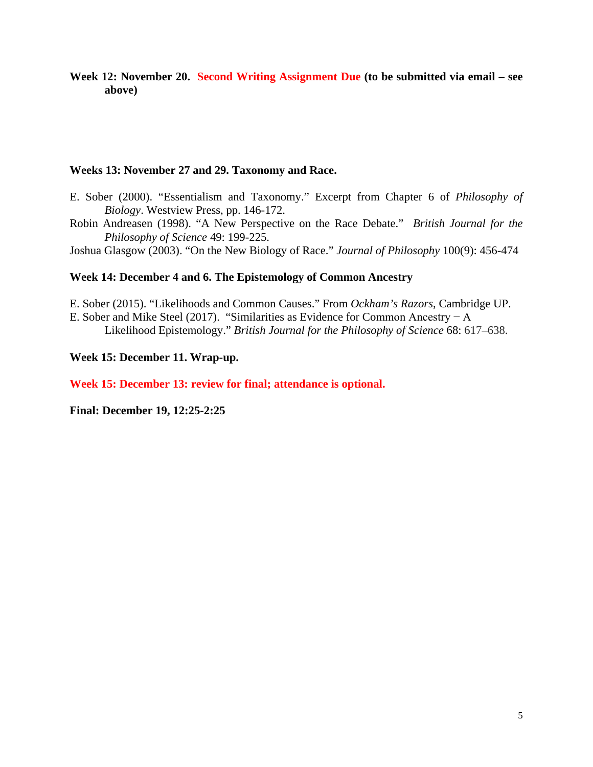**Week 12: November 20. Second Writing Assignment Due (to be submitted via email – see above)**

**Weeks 13: November 27 and 29. Taxonomy and Race.**

E. Sober (2000). "Essentialism and Taxonomy." Excerpt from Chapter 6 of *Philosophy of Biology*. Westview Press, pp. 146-172.

Robin Andreasen (1998). "A New Perspective on the Race Debate." *British Journal for the Philosophy of Science* 49: 199-225.

Joshua Glasgow (2003). "On the New Biology of Race." *Journal of Philosophy* 100(9): 456-474

**Week 14: December 4 and 6. The Epistemology of Common Ancestry**

E. Sober (2015). "Likelihoods and Common Causes." From *Ockham's Razors*, Cambridge UP.

E. Sober and Mike Steel (2017). "Similarities as Evidence for Common Ancestry − A Likelihood Epistemology." *British Journal for the Philosophy of Science* 68: 617–638.

**Week 15: December 11. Wrap-up.**

**Week 15: December 13: review for final; attendance is optional.**

**Final: December 19, 12:25-2:25**